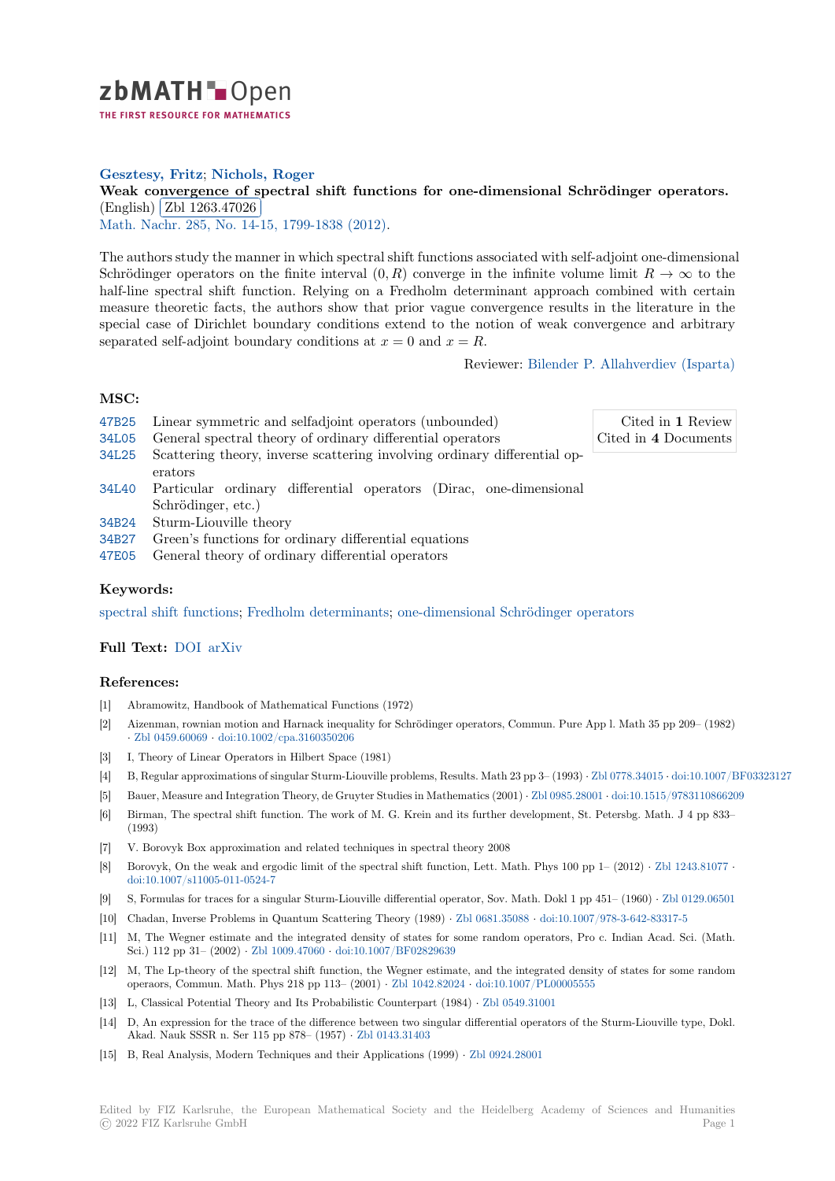# zbMATH Open

THE FIRST RESOURCE FOR MATHEMATICS

**Gesztesy, Fritz; Nichols, Roger**

**Weak convergence of spectral shift functions for one-dimensional Schrödinger operators.** (English) Zbl 1263.47026

Math. Nachr. 285, No. 14-15, 1799-1838 (2012).

The authors study the manner in which spectral shift functions associated with self-adjoint one-dimensional Schrödinger operators on the finite interval $(0, R)$ converge in the infinite volume limit $R \to \infty$ to the half-line spectral shift function. Relying on a Fredholm determinant approach combined with certain measure theoretic facts, the authors show that prior vague convergence results in the literature in the special case of Dirichlet boundary conditions extend to the notion of weak convergence and arbitrary separated self-adjoint boundary conditions at $x = 0$ and $x = R$.

Reviewer: Bilender P. Allahverdiev (Isparta)

## MSC:

| | |
|---|---|
| 47B25 | Linear symmetric and selfadjoint operators (unbounded) |
| 34L05 | General spectral theory of ordinary differential operators |
| 34L25 | Scattering theory, inverse scattering involving ordinary differential operators |
| 34L40 | Particular ordinary differential operators (Dirac, one-dimensional Schrödinger, etc.) |
| 34B24 | Sturm-Liouville theory |
| 34B27 | Green's functions for ordinary differential equations |
| 47E05 | General theory of ordinary differential operators |

Cited in **1** Review
Cited in **4** Documents

## Keywords:

spectral shift functions; Fredholm determinants; one-dimensional Schrödinger operators

## Full Text:

DOI arXiv

## References:

[1] Abramowitz, Handbook of Mathematical Functions (1972)

[2] Aizenman, rownian motion and Harnack inequality for Schrödinger operators, Commun. Pure App l. Math 35 pp 209– (1982) · Zbl 0459.60069 · doi:10.1002/cpa.3160350206

[3] I, Theory of Linear Operators in Hilbert Space (1981)

[4] B, Regular approximations of singular Sturm-Liouville problems, Results. Math 23 pp 3– (1993) · Zbl 0778.34015 · doi:10.1007/BF03323127

[5] Bauer, Measure and Integration Theory, de Gruyter Studies in Mathematics (2001) · Zbl 0985.28001 · doi:10.1515/9783110866209

[6] Birman, The spectral shift function. The work of M. G. Krein and its further development, St. Petersbg. Math. J 4 pp 833– (1993)

[7] V. Borovyk Box approximation and related techniques in spectral theory 2008

[8] Borovyk, On the weak and ergodic limit of the spectral shift function, Lett. Math. Phys 100 pp 1– (2012) · Zbl 1243.81077 · doi:10.1007/s11005-011-0524-7

[9] S, Formulas for traces for a singular Sturm-Liouville differential operator, Sov. Math. Dokl 1 pp 451– (1960) · Zbl 0129.06501

[10] Chadan, Inverse Problems in Quantum Scattering Theory (1989) · Zbl 0681.35088 · doi:10.1007/978-3-642-83317-5

[11] M, The Wegner estimate and the integrated density of states for some random operators, Pro c. Indian Acad. Sci. (Math. Sci.) 112 pp 31– (2002) · Zbl 1009.47060 · doi:10.1007/BF02829639

[12] M, The Lp-theory of the spectral shift function, the Wegner estimate, and the integrated density of states for some random operaors, Commun. Math. Phys 218 pp 113– (2001) · Zbl 1042.82024 · doi:10.1007/PL00005555

[13] L, Classical Potential Theory and Its Probabilistic Counterpart (1984) · Zbl 0549.31001

[14] D, An expression for the trace of the difference between two singular differential operators of the Sturm-Liouville type, Dokl. Akad. Nauk SSSR n. Ser 115 pp 878– (1957) · Zbl 0143.31403

[15] B, Real Analysis, Modern Techniques and their Applications (1999) · Zbl 0924.28001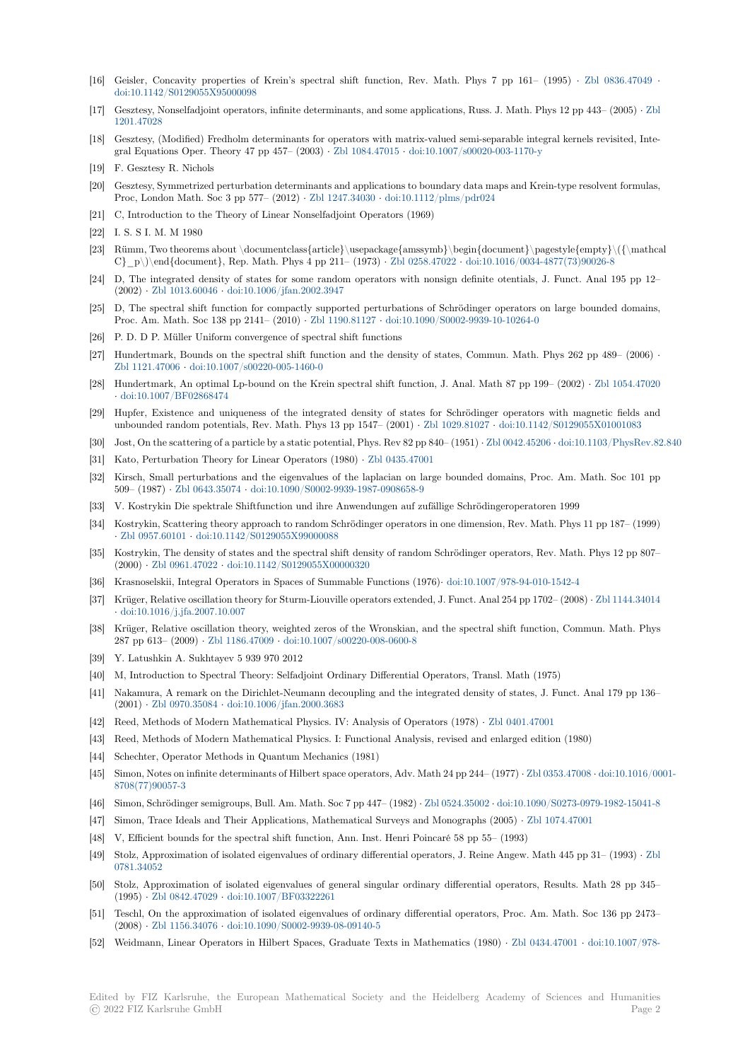[16] Geisler, Concavity properties of Krein's spectral shift function, Rev. Math. Phys 7 pp 161– (1995) · Zbl 0836.47049 · doi:10.1142/S0129055X95000098

[17] Gesztesy, Nonselfadjoint operators, infinite determinants, and some applications, Russ. J. Math. Phys 12 pp 443– (2005) · Zbl 1201.47028

[18] Gesztesy, (Modified) Fredholm determinants for operators with matrix-valued semi-separable integral kernels revisited, Integral Equations Oper. Theory 47 pp 457– (2003) · Zbl 1084.47015 · doi:10.1007/s00020-003-1170-y

[19] F. Gesztesy R. Nichols

[20] Gesztesy, Symmetrized perturbation determinants and applications to boundary data maps and Krein-type resolvent formulas, Proc, London Math. Soc 3 pp 577– (2012) · Zbl 1247.34030 · doi:10.1112/plms/pdr024

[21] C, Introduction to the Theory of Linear Nonselfadjoint Operators (1969)

[22] I. S. S I. M. M 1980

[23] Rümm, Two theorems about \documentclass{article}\usepackage{amssymb}\begin{document}\pagestyle{empty}\({\mathcal C}_p\)\end{document}, Rep. Math. Phys 4 pp 211– (1973) · Zbl 0258.47022 · doi:10.1016/0034-4877(73)90026-8

[24] D, The integrated density of states for some random operators with nonsign definite otentials, J. Funct. Anal 195 pp 12– (2002) · Zbl 1013.60046 · doi:10.1006/jfan.2002.3947

[25] D, The spectral shift function for compactly supported perturbations of Schrödinger operators on large bounded domains, Proc. Am. Math. Soc 138 pp 2141– (2010) · Zbl 1190.81127 · doi:10.1090/S0002-9939-10-10264-0

[26] P. D. D P. Müller Uniform convergence of spectral shift functions

[27] Hundertmark, Bounds on the spectral shift function and the density of states, Commun. Math. Phys 262 pp 489– (2006) · Zbl 1121.47006 · doi:10.1007/s00220-005-1460-0

[28] Hundertmark, An optimal Lp-bound on the Krein spectral shift function, J. Anal. Math 87 pp 199– (2002) · Zbl 1054.47020 · doi:10.1007/BF02868474

[29] Hupfer, Existence and uniqueness of the integrated density of states for Schrödinger operators with magnetic fields and unbounded random potentials, Rev. Math. Phys 13 pp 1547– (2001) · Zbl 1029.81027 · doi:10.1142/S0129055X01001083

[30] Jost, On the scattering of a particle by a static potential, Phys. Rev 82 pp 840– (1951) · Zbl 0042.45206 · doi:10.1103/PhysRev.82.840

[31] Kato, Perturbation Theory for Linear Operators (1980) · Zbl 0435.47001

[32] Kirsch, Small perturbations and the eigenvalues of the laplacian on large bounded domains, Proc. Am. Math. Soc 101 pp 509– (1987) · Zbl 0643.35074 · doi:10.1090/S0002-9939-1987-0908658-9

[33] V. Kostrykin Die spektrale Shiftfunction und ihre Anwendungen auf zufällige Schrödingeroperatoren 1999

[34] Kostrykin, Scattering theory approach to random Schrödinger operators in one dimension, Rev. Math. Phys 11 pp 187– (1999) · Zbl 0957.60101 · doi:10.1142/S0129055X99000088

[35] Kostrykin, The density of states and the spectral shift density of random Schrödinger operators, Rev. Math. Phys 12 pp 807– (2000) · Zbl 0961.47022 · doi:10.1142/S0129055X00000320

[36] Krasnoselskii, Integral Operators in Spaces of Summable Functions (1976)· doi:10.1007/978-94-010-1542-4

[37] Krüger, Relative oscillation theory for Sturm-Liouville operators extended, J. Funct. Anal 254 pp 1702– (2008) · Zbl 1144.34014 · doi:10.1016/j.jfa.2007.10.007

[38] Krüger, Relative oscillation theory, weighted zeros of the Wronskian, and the spectral shift function, Commun. Math. Phys 287 pp 613– (2009) · Zbl 1186.47009 · doi:10.1007/s00220-008-0600-8

[39] Y. Latushkin A. Sukhtayev 5 939 970 2012

[40] M, Introduction to Spectral Theory: Selfadjoint Ordinary Differential Operators, Transl. Math (1975)

[41] Nakamura, A remark on the Dirichlet-Neumann decoupling and the integrated density of states, J. Funct. Anal 179 pp 136– (2001) · Zbl 0970.35084 · doi:10.1006/jfan.2000.3683

[42] Reed, Methods of Modern Mathematical Physics. IV: Analysis of Operators (1978) · Zbl 0401.47001

[43] Reed, Methods of Modern Mathematical Physics. I: Functional Analysis, revised and enlarged edition (1980)

[44] Schechter, Operator Methods in Quantum Mechanics (1981)

[45] Simon, Notes on infinite determinants of Hilbert space operators, Adv. Math 24 pp 244– (1977) · Zbl 0353.47008 · doi:10.1016/0001-8708(77)90057-3

[46] Simon, Schrödinger semigroups, Bull. Am. Math. Soc 7 pp 447– (1982) · Zbl 0524.35002 · doi:10.1090/S0273-0979-1982-15041-8

[47] Simon, Trace Ideals and Their Applications, Mathematical Surveys and Monographs (2005) · Zbl 1074.47001

[48] V, Efficient bounds for the spectral shift function, Ann. Inst. Henri Poincaré 58 pp 55– (1993)

[49] Stolz, Approximation of isolated eigenvalues of ordinary differential operators, J. Reine Angew. Math 445 pp 31– (1993) · Zbl 0781.34052

[50] Stolz, Approximation of isolated eigenvalues of general singular ordinary differential operators, Results. Math 28 pp 345– (1995) · Zbl 0842.47029 · doi:10.1007/BF03322261

[51] Teschl, On the approximation of isolated eigenvalues of ordinary differential operators, Proc. Am. Math. Soc 136 pp 2473– (2008) · Zbl 1156.34076 · doi:10.1090/S0002-9939-08-09140-5

[52] Weidmann, Linear Operators in Hilbert Spaces, Graduate Texts in Mathematics (1980) · Zbl 0434.47001 · doi:10.1007/978-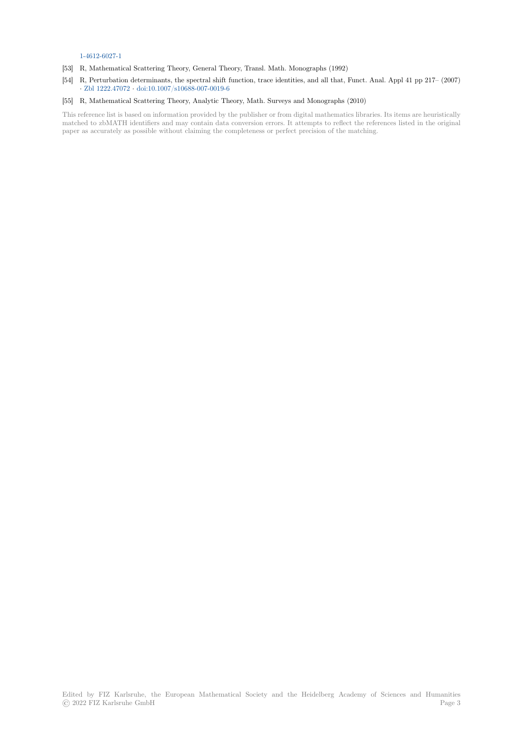1-4612-6027-1

[53] R, Mathematical Scattering Theory, General Theory, Transl. Math. Monographs (1992)

[54] R, Perturbation determinants, the spectral shift function, trace identities, and all that, Funct. Anal. Appl 41 pp 217– (2007) · Zbl 1222.47072 · doi:10.1007/s10688-007-0019-6

[55] R, Mathematical Scattering Theory, Analytic Theory, Math. Surveys and Monographs (2010)

This reference list is based on information provided by the publisher or from digital mathematics libraries. Its items are heuristically matched to zbMATH identifiers and may contain data conversion errors. It attempts to reflect the references listed in the original paper as accurately as possible without claiming the completeness or perfect precision of the matching.